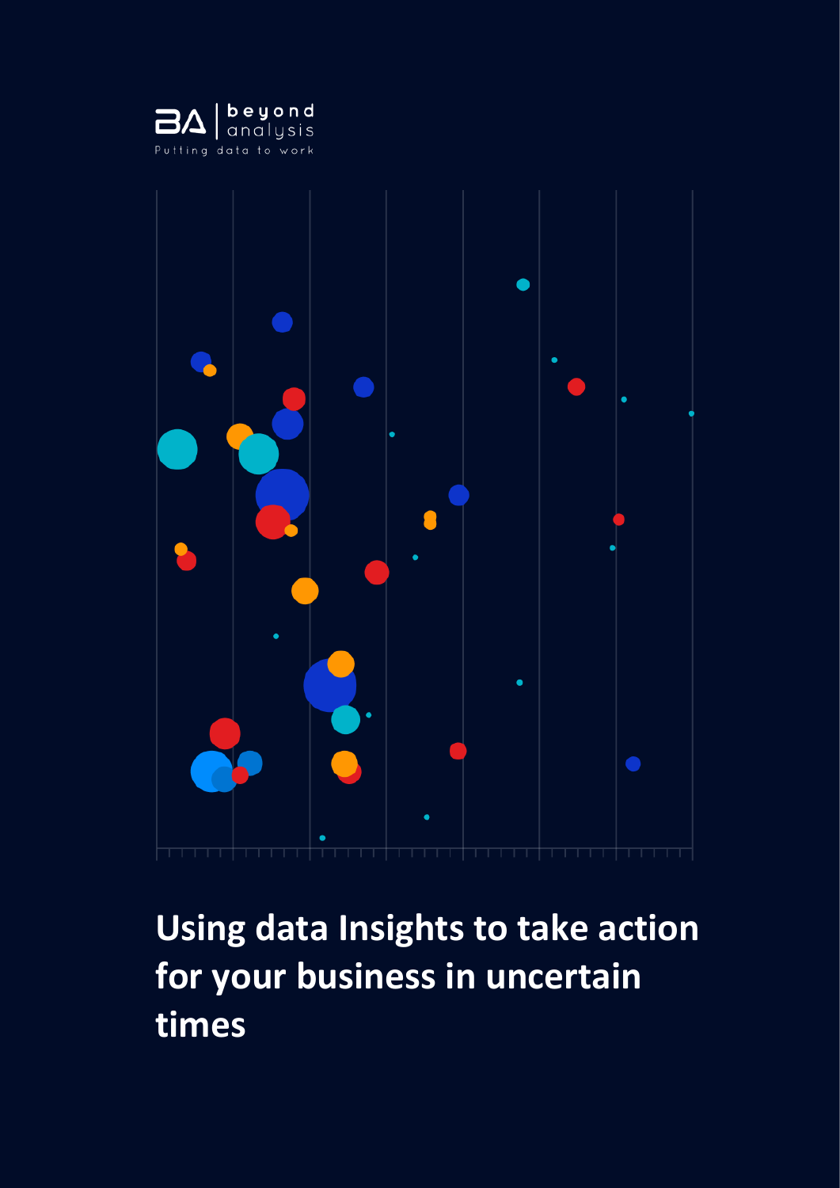BA | beyond analysis

Putting data to work

# Using data Insights to take action for your business in uncertain times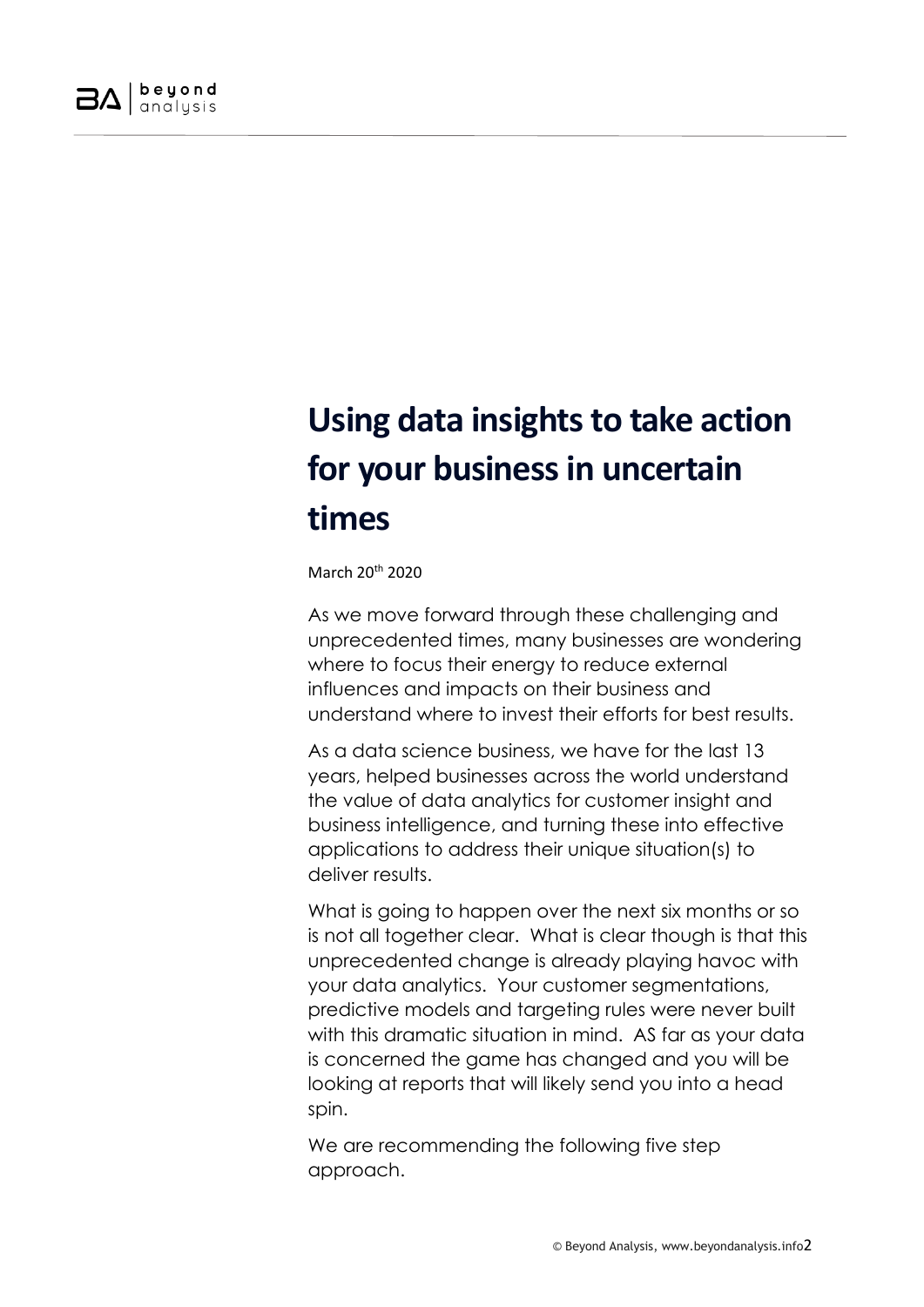# Using data insights to take action for your business in uncertain times

March 20th 2020

As we move forward through these challenging and unprecedented times, many businesses are wondering where to focus their energy to reduce external influences and impacts on their business and understand where to invest their efforts for best results.

As a data science business, we have for the last 13 years, helped businesses across the world understand the value of data analytics for customer insight and business intelligence, and turning these into effective applications to address their unique situation(s) to deliver results.

What is going to happen over the next six months or so is not all together clear. What is clear though is that this unprecedented change is already playing havoc with your data analytics. Your customer segmentations, predictive models and targeting rules were never built with this dramatic situation in mind. AS far as your data is concerned the game has changed and you will be looking at reports that will likely send you into a head spin.

We are recommending the following five step approach.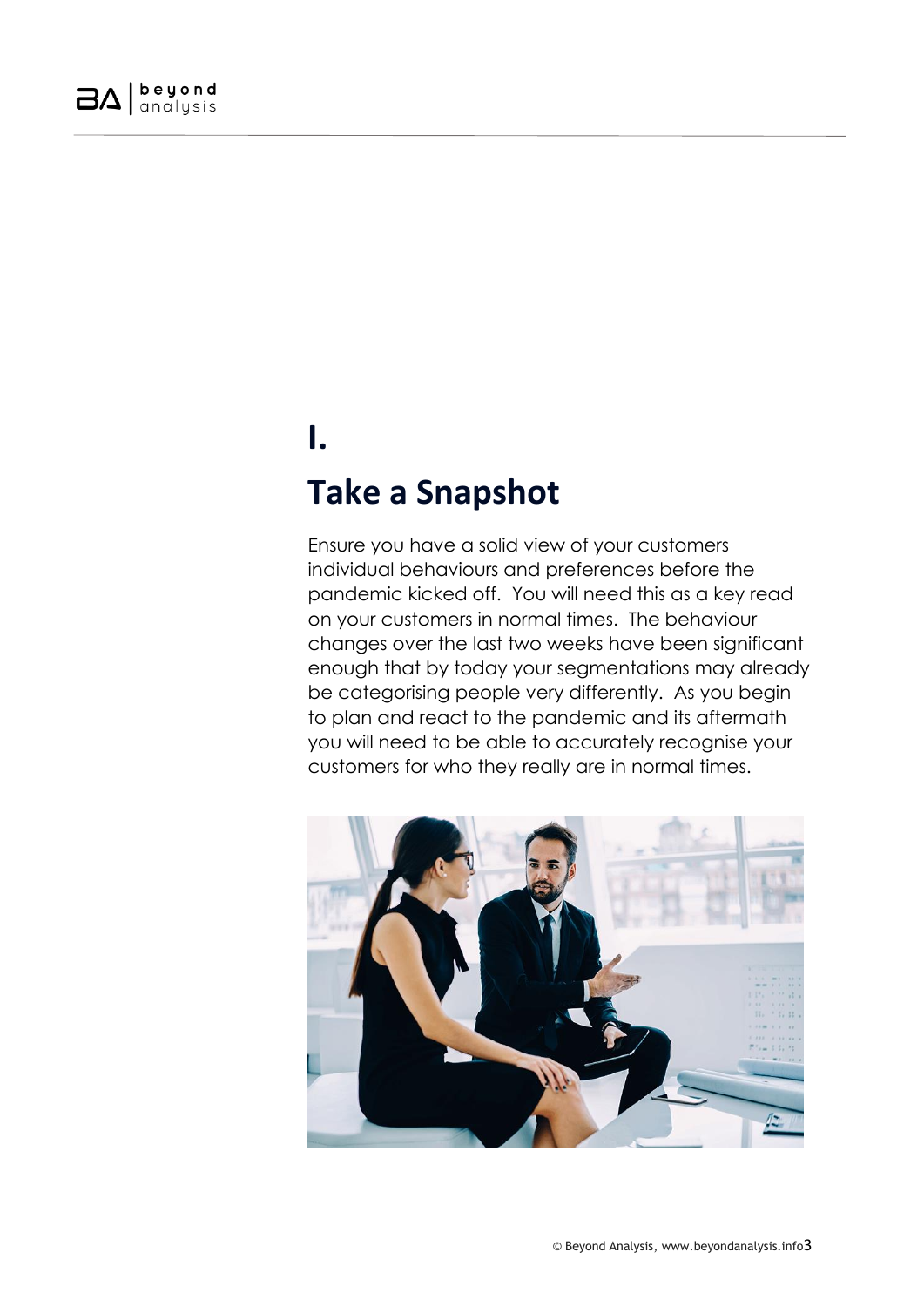# I.

## Take a Snapshot

Ensure you have a solid view of your customers individual behaviours and preferences before the pandemic kicked off. You will need this as a key read on your customers in normal times. The behaviour changes over the last two weeks have been significant enough that by today your segmentations may already be categorising people very differently. As you begin to plan and react to the pandemic and its aftermath you will need to be able to accurately recognise your customers for who they really are in normal times.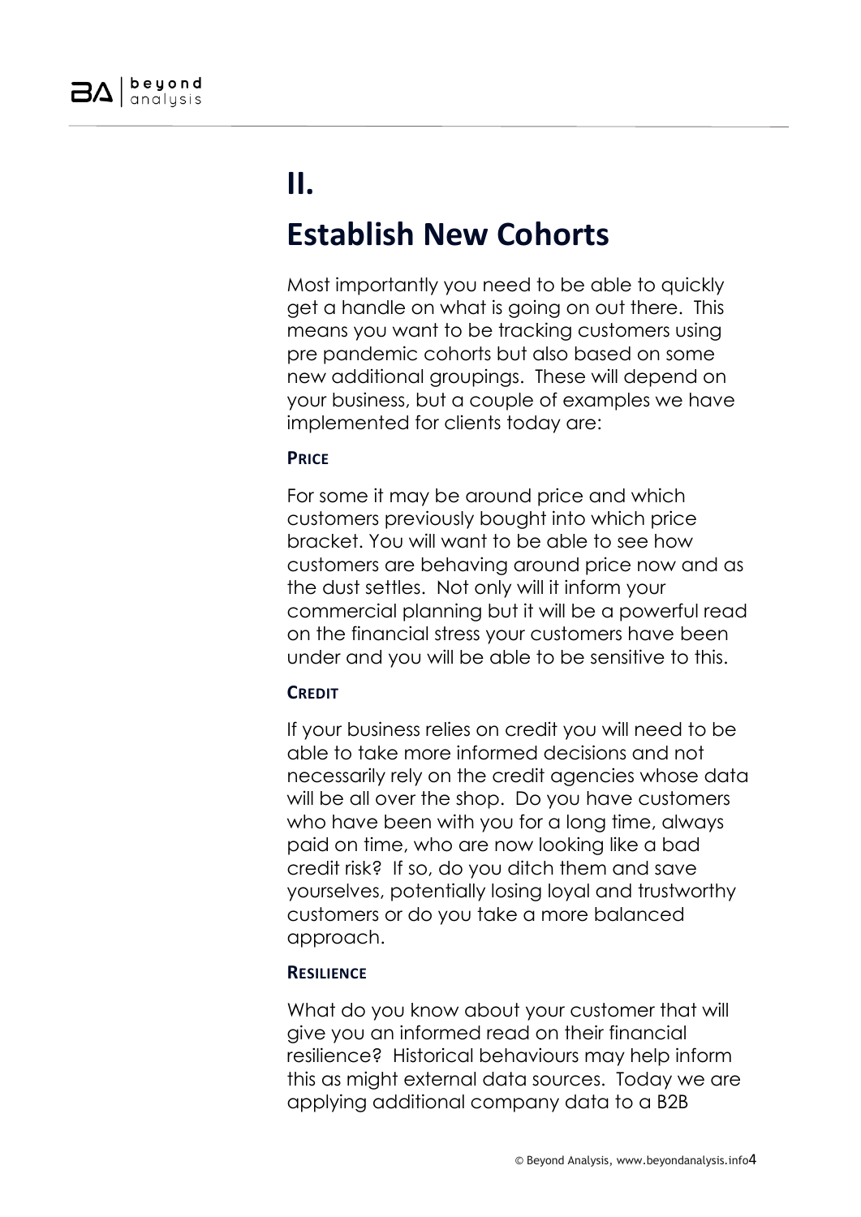# II.

# Establish New Cohorts

Most importantly you need to be able to quickly get a handle on what is going on out there. This means you want to be tracking customers using pre pandemic cohorts but also based on some new additional groupings. These will depend on your business, but a couple of examples we have implemented for clients today are:

### PRICE

For some it may be around price and which customers previously bought into which price bracket. You will want to be able to see how customers are behaving around price now and as the dust settles. Not only will it inform your commercial planning but it will be a powerful read on the financial stress your customers have been under and you will be able to be sensitive to this.

### CREDIT

If your business relies on credit you will need to be able to take more informed decisions and not necessarily rely on the credit agencies whose data will be all over the shop. Do you have customers who have been with you for a long time, always paid on time, who are now looking like a bad credit risk? If so, do you ditch them and save yourselves, potentially losing loyal and trustworthy customers or do you take a more balanced approach.

### RESILIENCE

What do you know about your customer that will give you an informed read on their financial resilience? Historical behaviours may help inform this as might external data sources. Today we are applying additional company data to a B2B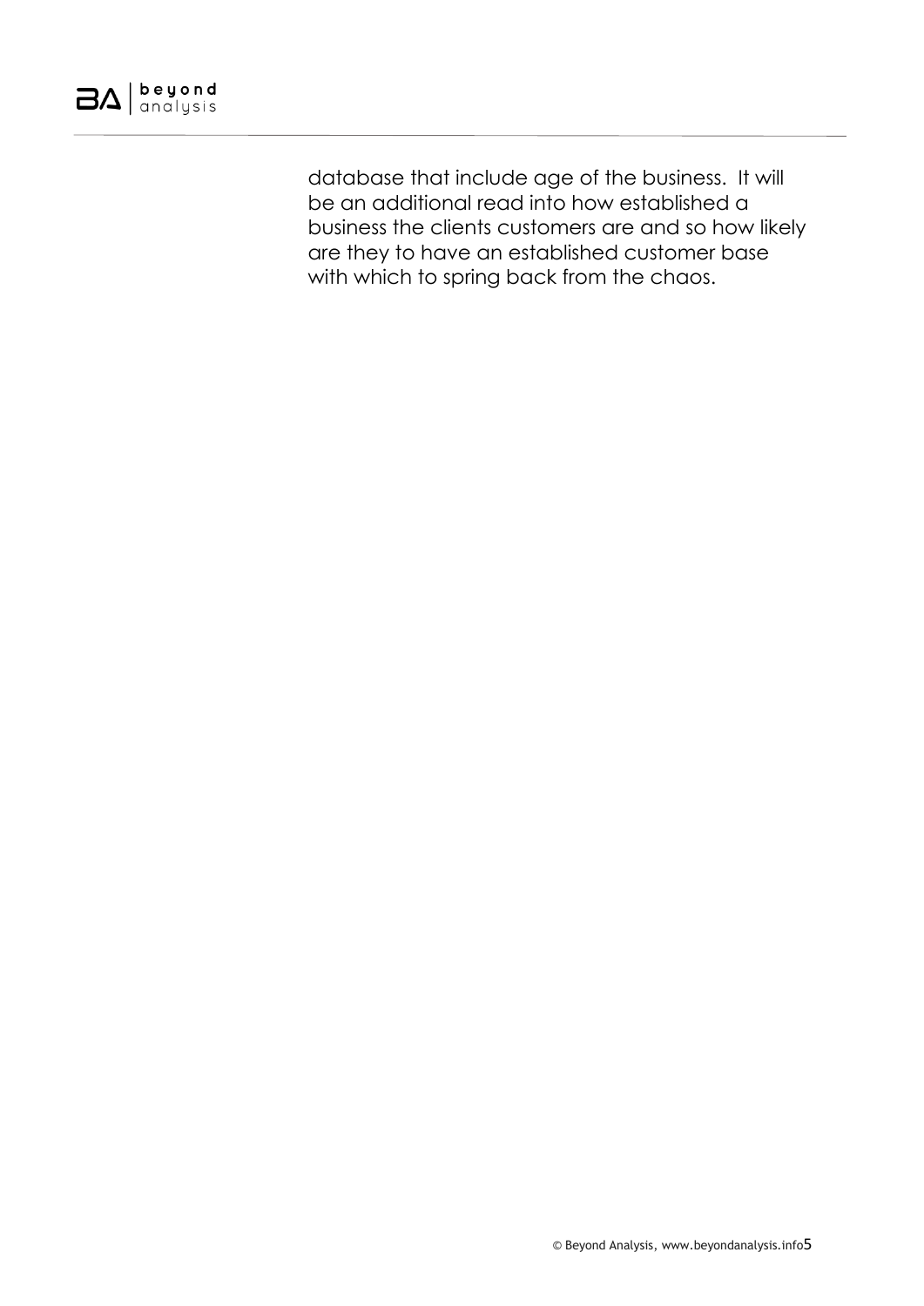database that include age of the business. It will be an additional read into how established a business the clients customers are and so how likely are they to have an established customer base with which to spring back from the chaos.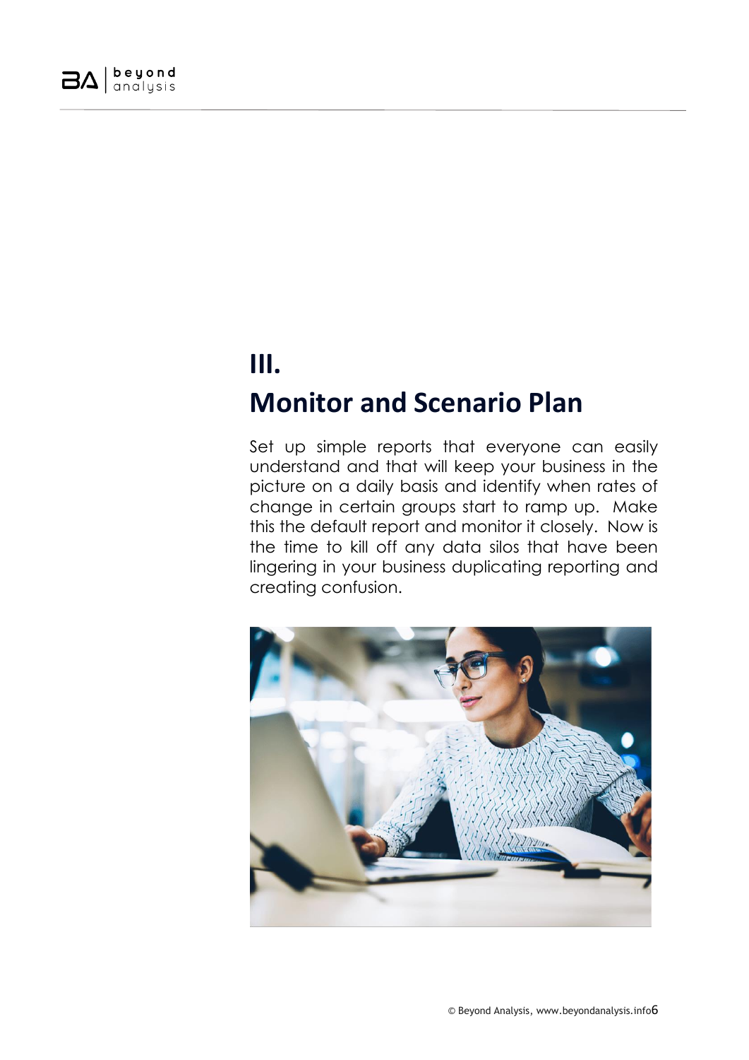## III.

## Monitor and Scenario Plan

Set up simple reports that everyone can easily understand and that will keep your business in the picture on a daily basis and identify when rates of change in certain groups start to ramp up. Make this the default report and monitor it closely. Now is the time to kill off any data silos that have been lingering in your business duplicating reporting and creating confusion.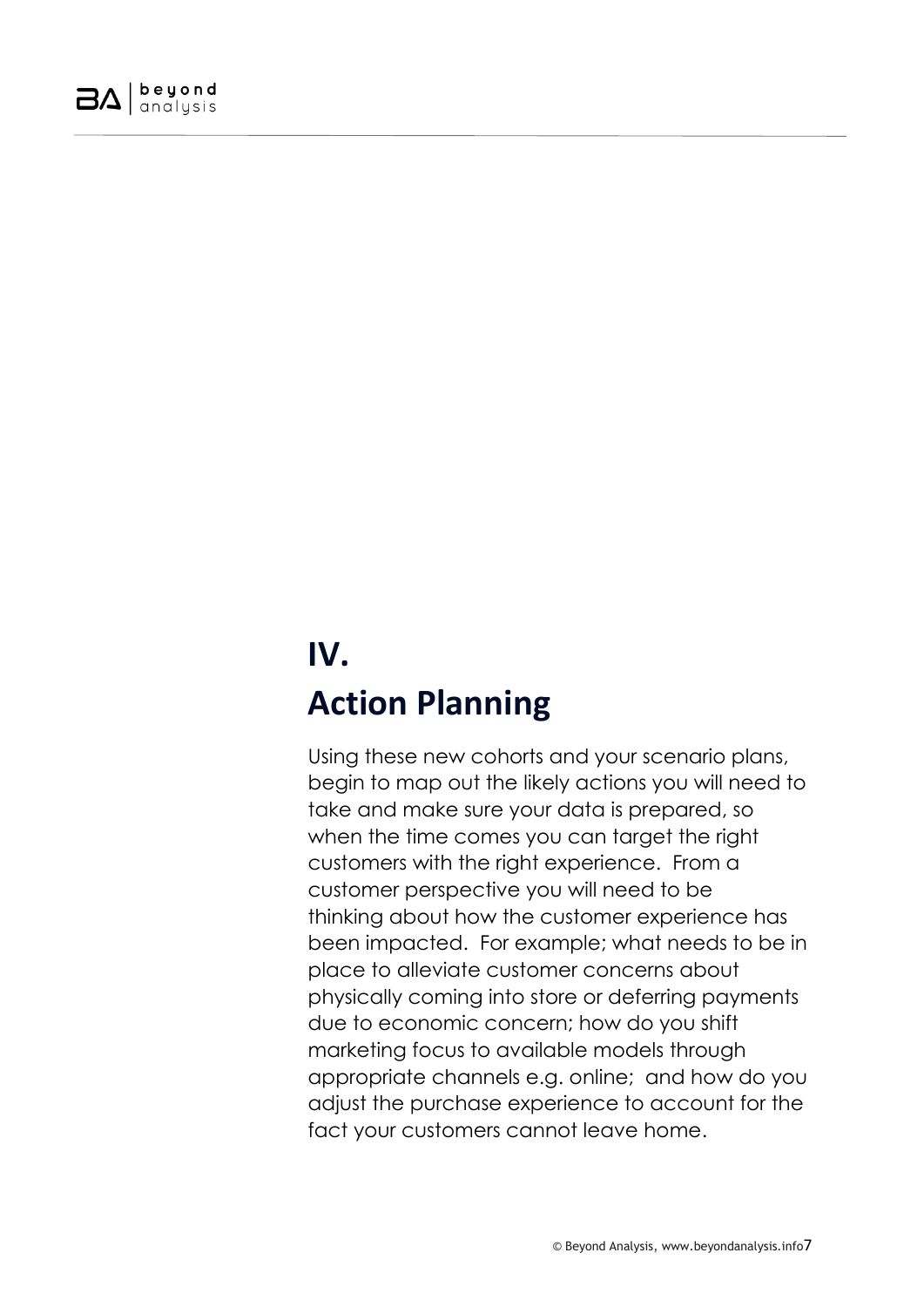# IV.

# Action Planning

Using these new cohorts and your scenario plans, begin to map out the likely actions you will need to take and make sure your data is prepared, so when the time comes you can target the right customers with the right experience. From a customer perspective you will need to be thinking about how the customer experience has been impacted. For example; what needs to be in place to alleviate customer concerns about physically coming into store or deferring payments due to economic concern; how do you shift marketing focus to available models through appropriate channels e.g. online; and how do you adjust the purchase experience to account for the fact your customers cannot leave home.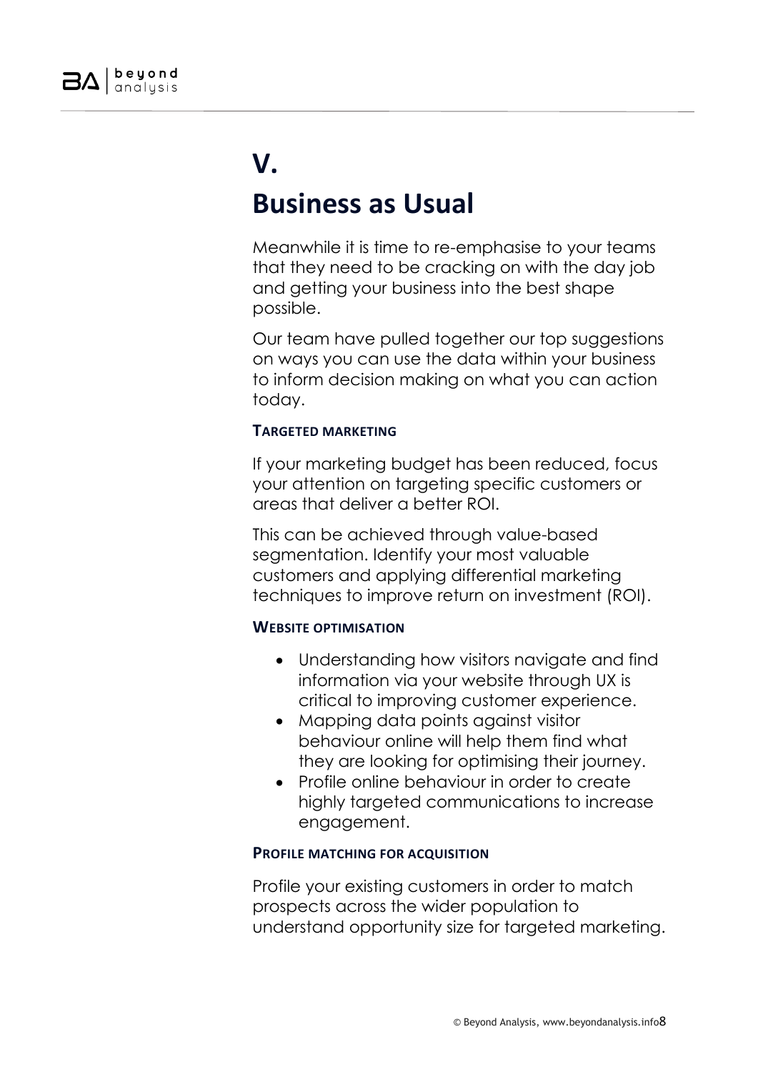# V.

# Business as Usual

Meanwhile it is time to re-emphasise to your teams that they need to be cracking on with the day job and getting your business into the best shape possible.

Our team have pulled together our top suggestions on ways you can use the data within your business to inform decision making on what you can action today.

### Targeted marketing

If your marketing budget has been reduced, focus your attention on targeting specific customers or areas that deliver a better ROI.

This can be achieved through value-based segmentation. Identify your most valuable customers and applying differential marketing techniques to improve return on investment (ROI).

### Website optimisation

- Understanding how visitors navigate and find information via your website through UX is critical to improving customer experience.
- Mapping data points against visitor behaviour online will help them find what they are looking for optimising their journey.
- Profile online behaviour in order to create highly targeted communications to increase engagement.

### Profile matching for acquisition

Profile your existing customers in order to match prospects across the wider population to understand opportunity size for targeted marketing.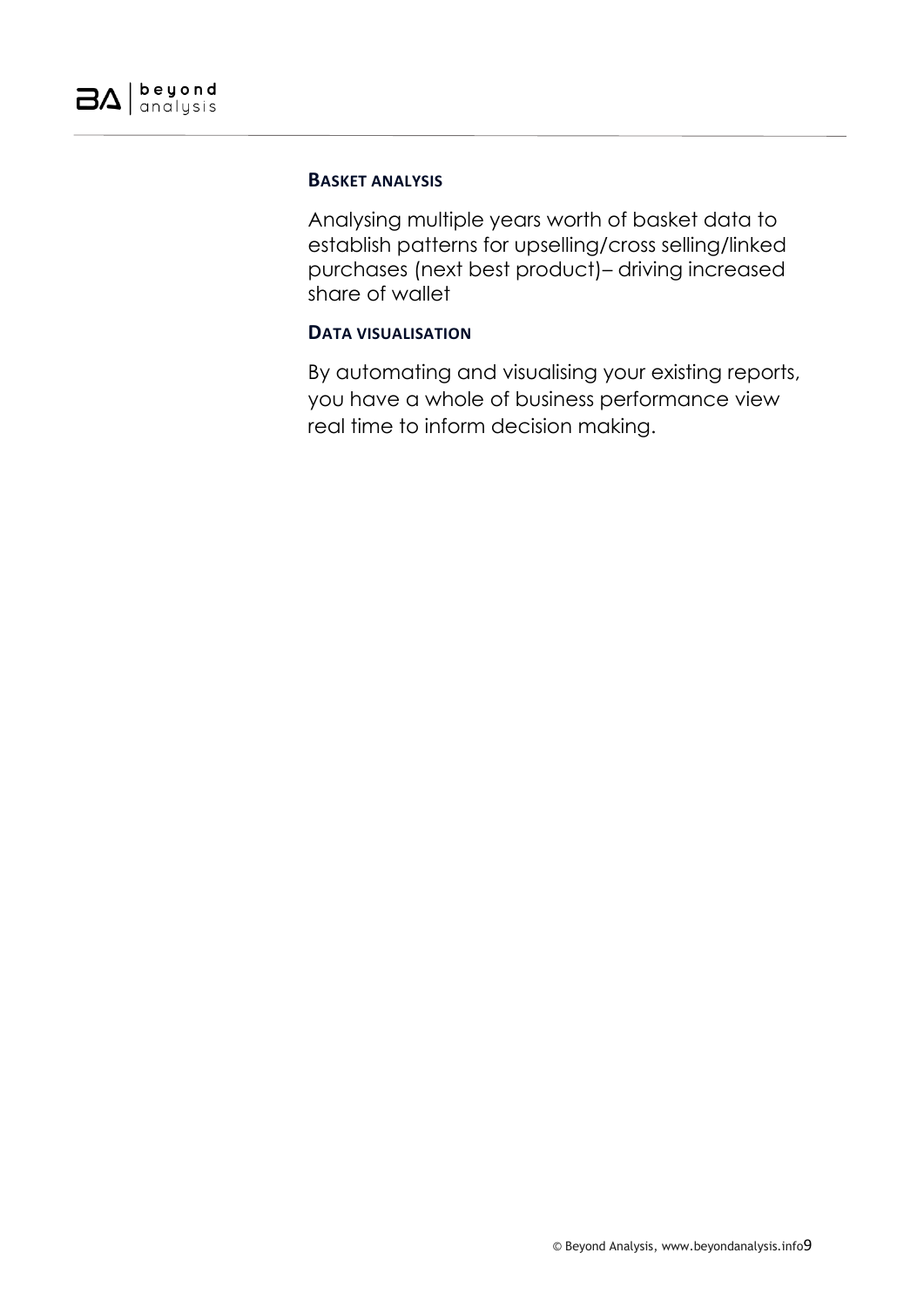#### Basket analysis

Analysing multiple years worth of basket data to establish patterns for upselling/cross selling/linked purchases (next best product)– driving increased share of wallet

#### Data visualisation

By automating and visualising your existing reports, you have a whole of business performance view real time to inform decision making.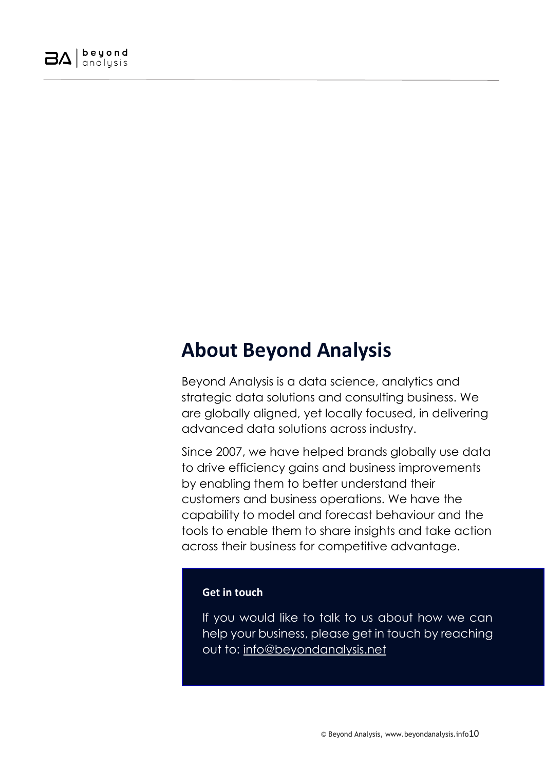# About Beyond Analysis

Beyond Analysis is a data science, analytics and strategic data solutions and consulting business. We are globally aligned, yet locally focused, in delivering advanced data solutions across industry.

Since 2007, we have helped brands globally use data to drive efficiency gains and business improvements by enabling them to better understand their customers and business operations. We have the capability to model and forecast behaviour and the tools to enable them to share insights and take action across their business for competitive advantage.

**Get in touch**

If you would like to talk to us about how we can help your business, please get in touch by reaching out to: info@beyondanalysis.net